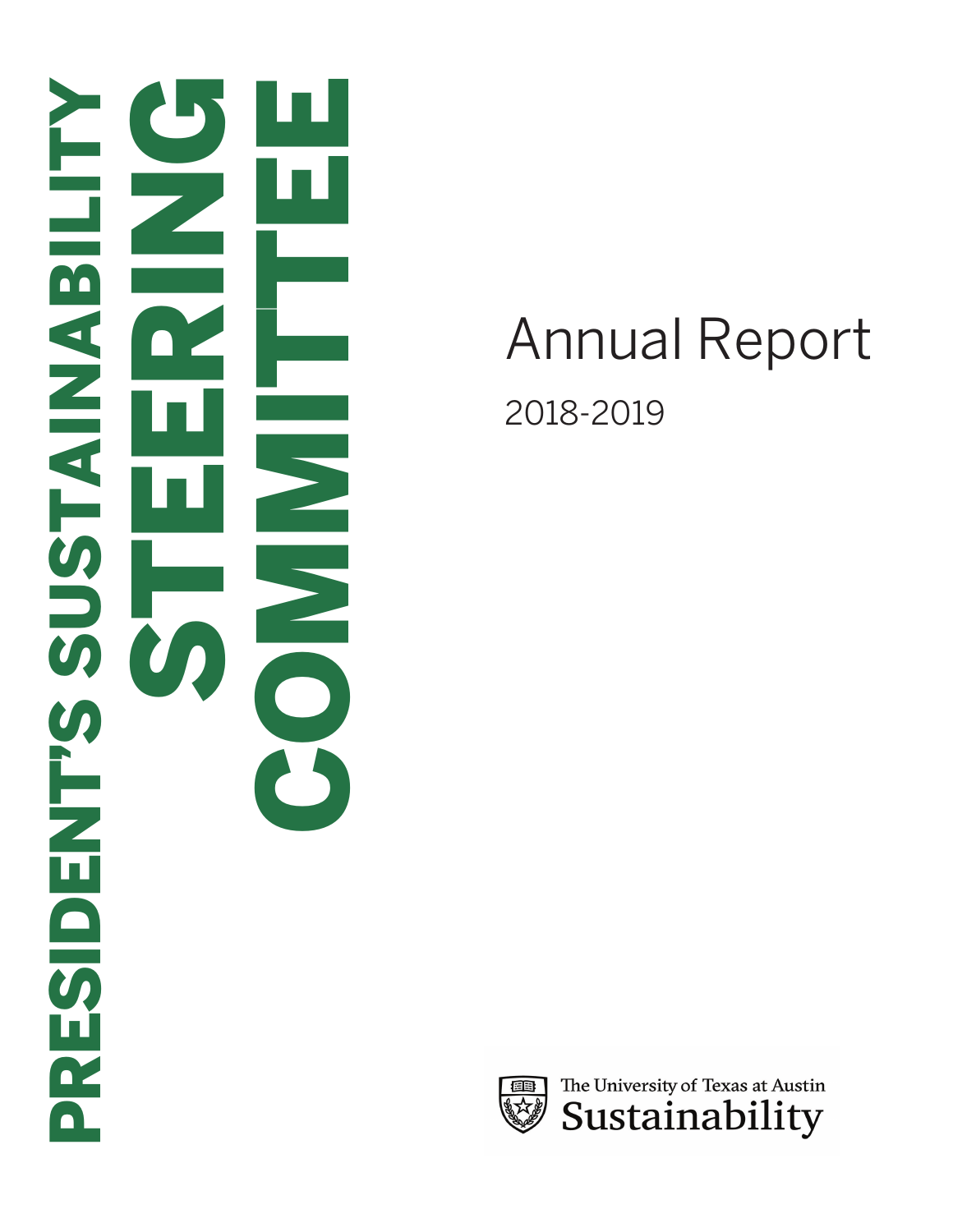# PRESIDENT'S SUSTAINABILITY STEERING COMMITTEE

# Annual Report

2018-2019

The University of Texas at Austin
Sustainability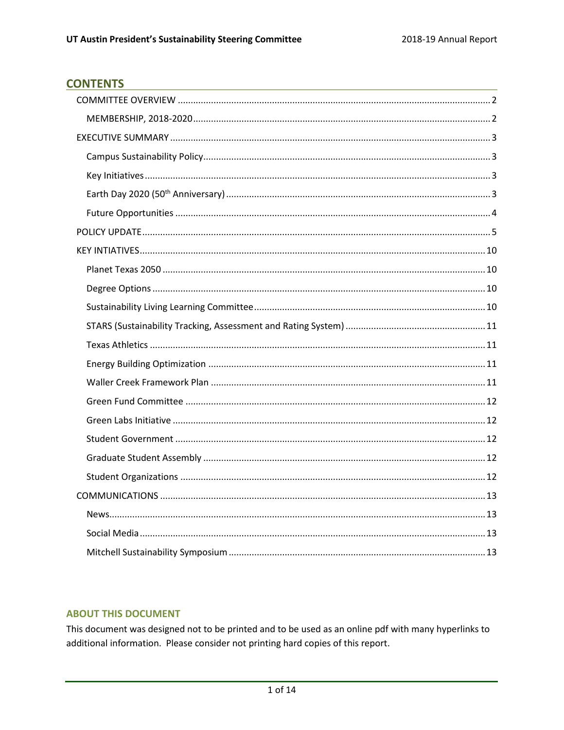## CONTENTS

- COMMITTEE OVERVIEW ..... 2
  - MEMBERSHIP, 2018-2020 ..... 2
- EXECUTIVE SUMMARY ..... 3
  - Campus Sustainability Policy ..... 3
  - Key Initiatives ..... 3
  - Earth Day 2020 (50th Anniversary) ..... 3
  - Future Opportunities ..... 4
- POLICY UPDATE ..... 5
- KEY INTIATIVES ..... 10
  - Planet Texas 2050 ..... 10
  - Degree Options ..... 10
  - Sustainability Living Learning Committee ..... 10
  - STARS (Sustainability Tracking, Assessment and Rating System) ..... 11
  - Texas Athletics ..... 11
  - Energy Building Optimization ..... 11
  - Waller Creek Framework Plan ..... 11
  - Green Fund Committee ..... 12
  - Green Labs Initiative ..... 12
  - Student Government ..... 12
  - Graduate Student Assembly ..... 12
  - Student Organizations ..... 12
- COMMUNICATIONS ..... 13
  - News ..... 13
  - Social Media ..... 13
  - Mitchell Sustainability Symposium ..... 13

### ABOUT THIS DOCUMENT

This document was designed not to be printed and to be used as an online pdf with many hyperlinks to additional information. Please consider not printing hard copies of this report.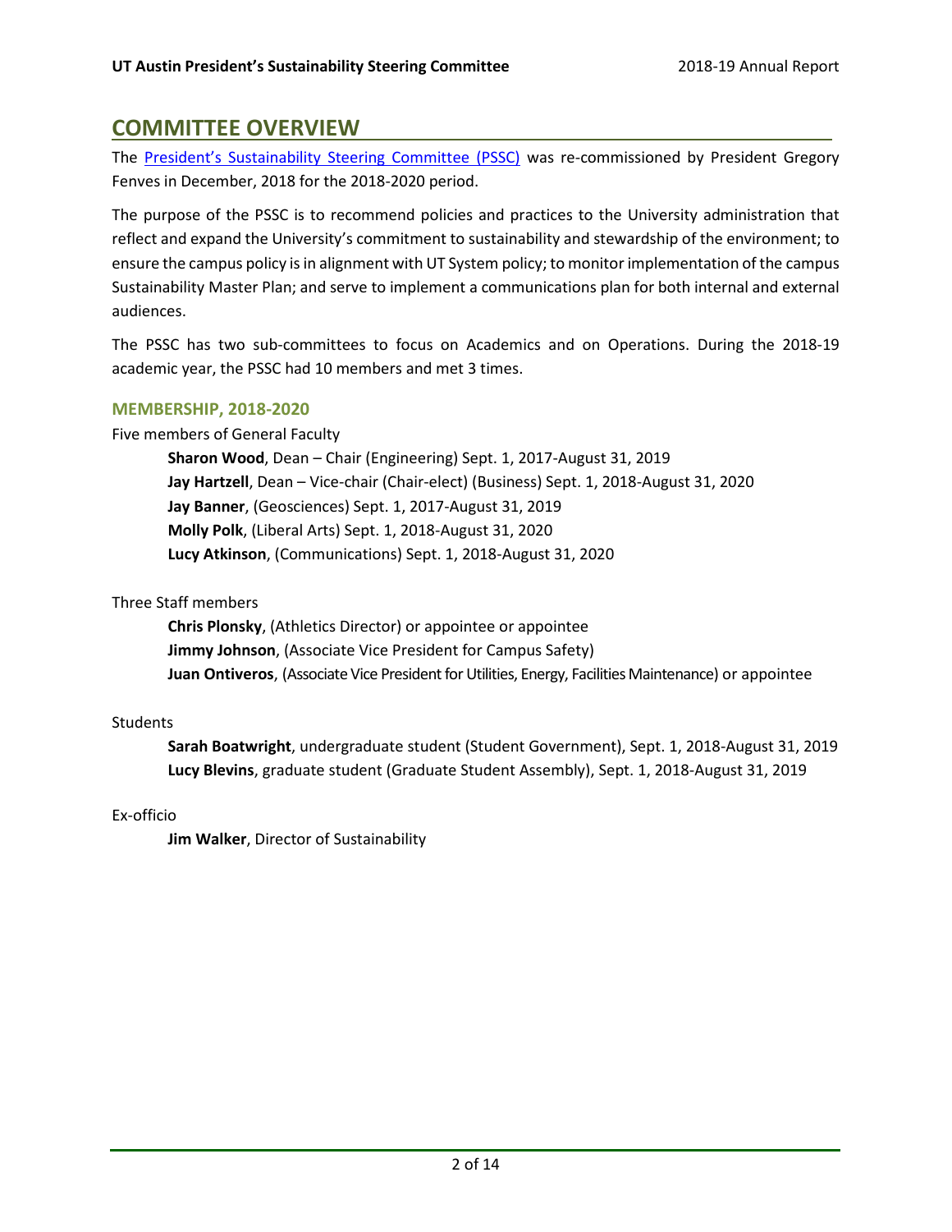## COMMITTEE OVERVIEW

The [President's Sustainability Steering Committee (PSSC)] was re-commissioned by President Gregory Fenves in December, 2018 for the 2018-2020 period.

The purpose of the PSSC is to recommend policies and practices to the University administration that reflect and expand the University's commitment to sustainability and stewardship of the environment; to ensure the campus policy is in alignment with UT System policy; to monitor implementation of the campus Sustainability Master Plan; and serve to implement a communications plan for both internal and external audiences.

The PSSC has two sub-committees to focus on Academics and on Operations. During the 2018-19 academic year, the PSSC had 10 members and met 3 times.

### MEMBERSHIP, 2018-2020

Five members of General Faculty

- **Sharon Wood**, Dean – Chair (Engineering) Sept. 1, 2017-August 31, 2019
- **Jay Hartzell**, Dean – Vice-chair (Chair-elect) (Business) Sept. 1, 2018-August 31, 2020
- **Jay Banner**, (Geosciences) Sept. 1, 2017-August 31, 2019
- **Molly Polk**, (Liberal Arts) Sept. 1, 2018-August 31, 2020
- **Lucy Atkinson**, (Communications) Sept. 1, 2018-August 31, 2020

Three Staff members

- **Chris Plonsky**, (Athletics Director) or appointee or appointee
- **Jimmy Johnson**, (Associate Vice President for Campus Safety)
- **Juan Ontiveros**, (Associate Vice President for Utilities, Energy, Facilities Maintenance) or appointee

Students

- **Sarah Boatwright**, undergraduate student (Student Government), Sept. 1, 2018-August 31, 2019
- **Lucy Blevins**, graduate student (Graduate Student Assembly), Sept. 1, 2018-August 31, 2019

Ex-officio

- **Jim Walker**, Director of Sustainability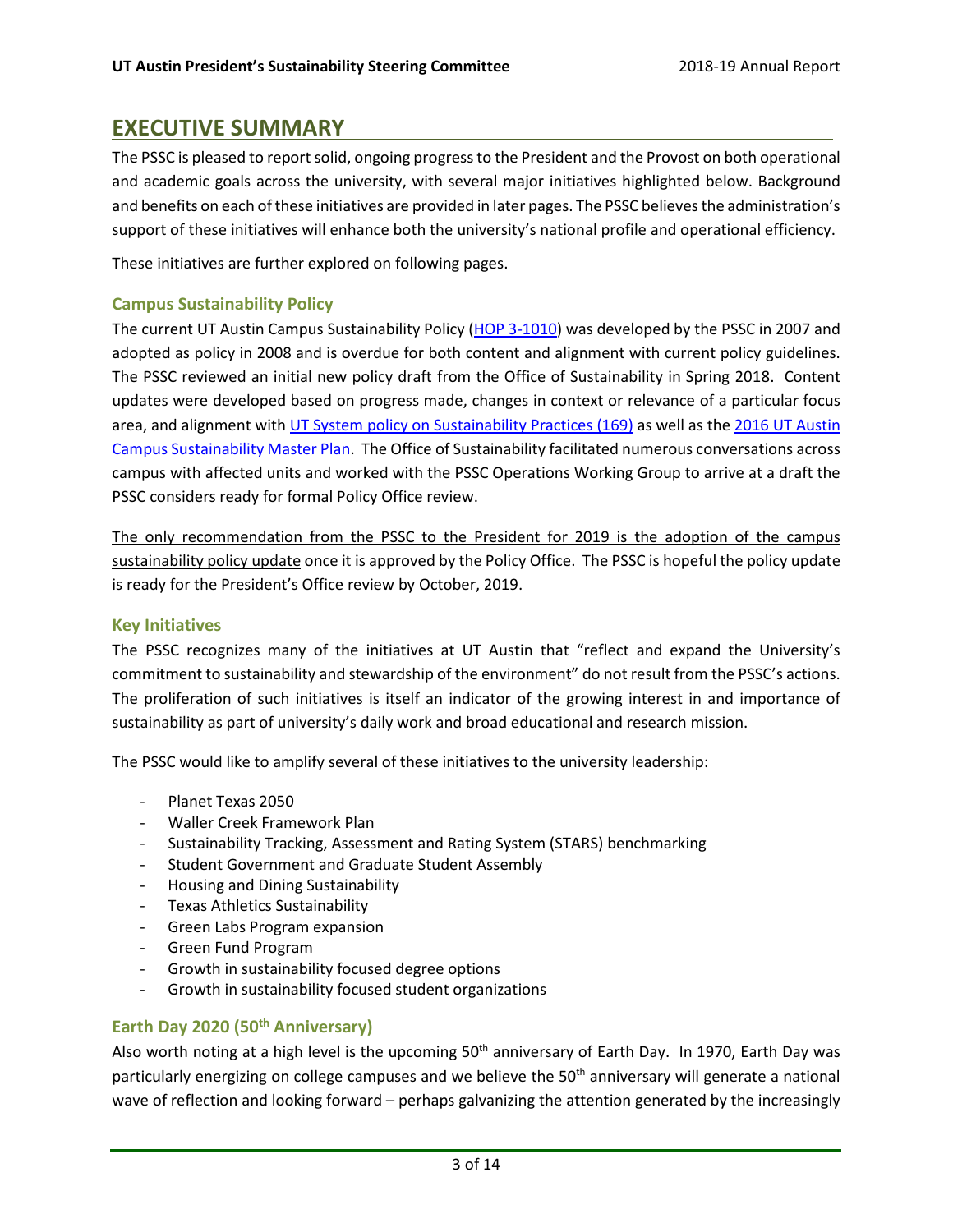## EXECUTIVE SUMMARY

The PSSC is pleased to report solid, ongoing progress to the President and the Provost on both operational and academic goals across the university, with several major initiatives highlighted below. Background and benefits on each of these initiatives are provided in later pages. The PSSC believes the administration's support of these initiatives will enhance both the university's national profile and operational efficiency.

These initiatives are further explored on following pages.

### Campus Sustainability Policy

The current UT Austin Campus Sustainability Policy (HOP 3-1010) was developed by the PSSC in 2007 and adopted as policy in 2008 and is overdue for both content and alignment with current policy guidelines. The PSSC reviewed an initial new policy draft from the Office of Sustainability in Spring 2018. Content updates were developed based on progress made, changes in context or relevance of a particular focus area, and alignment with UT System policy on Sustainability Practices (169) as well as the 2016 UT Austin Campus Sustainability Master Plan. The Office of Sustainability facilitated numerous conversations across campus with affected units and worked with the PSSC Operations Working Group to arrive at a draft the PSSC considers ready for formal Policy Office review.

The only recommendation from the PSSC to the President for 2019 is the adoption of the campus sustainability policy update once it is approved by the Policy Office. The PSSC is hopeful the policy update is ready for the President's Office review by October, 2019.

### Key Initiatives

The PSSC recognizes many of the initiatives at UT Austin that "reflect and expand the University's commitment to sustainability and stewardship of the environment" do not result from the PSSC's actions. The proliferation of such initiatives is itself an indicator of the growing interest in and importance of sustainability as part of university's daily work and broad educational and research mission.

The PSSC would like to amplify several of these initiatives to the university leadership:

- Planet Texas 2050
- Waller Creek Framework Plan
- Sustainability Tracking, Assessment and Rating System (STARS) benchmarking
- Student Government and Graduate Student Assembly
- Housing and Dining Sustainability
- Texas Athletics Sustainability
- Green Labs Program expansion
- Green Fund Program
- Growth in sustainability focused degree options
- Growth in sustainability focused student organizations

### Earth Day 2020 (50th Anniversary)

Also worth noting at a high level is the upcoming 50th anniversary of Earth Day. In 1970, Earth Day was particularly energizing on college campuses and we believe the 50th anniversary will generate a national wave of reflection and looking forward – perhaps galvanizing the attention generated by the increasingly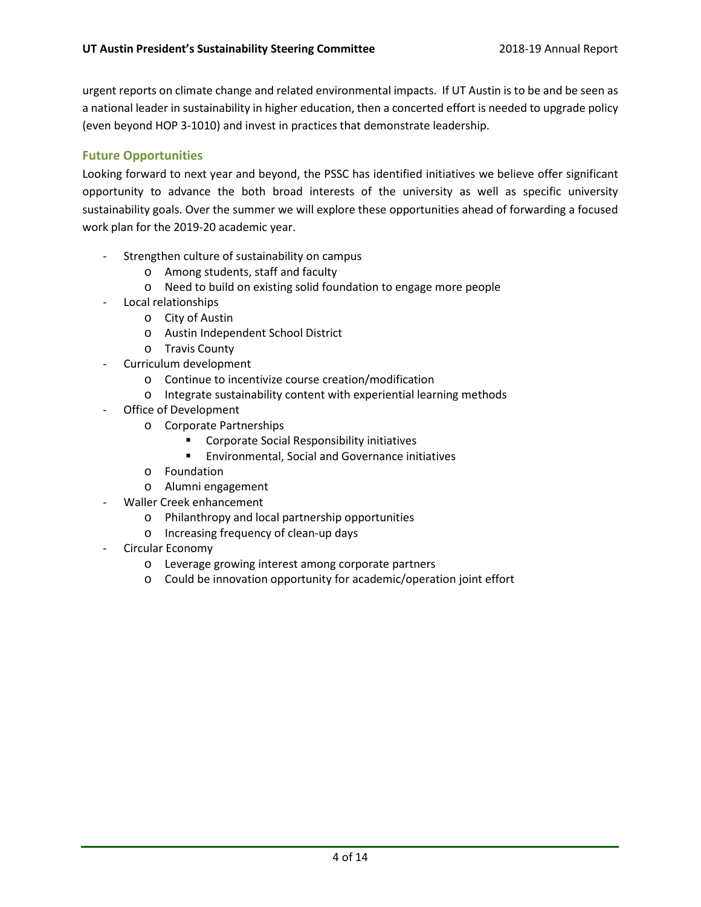urgent reports on climate change and related environmental impacts. If UT Austin is to be and be seen as a national leader in sustainability in higher education, then a concerted effort is needed to upgrade policy (even beyond HOP 3-1010) and invest in practices that demonstrate leadership.

### Future Opportunities

Looking forward to next year and beyond, the PSSC has identified initiatives we believe offer significant opportunity to advance the both broad interests of the university as well as specific university sustainability goals. Over the summer we will explore these opportunities ahead of forwarding a focused work plan for the 2019-20 academic year.

- Strengthen culture of sustainability on campus
  - Among students, staff and faculty
  - Need to build on existing solid foundation to engage more people
- Local relationships
  - City of Austin
  - Austin Independent School District
  - Travis County
- Curriculum development
  - Continue to incentivize course creation/modification
  - Integrate sustainability content with experiential learning methods
- Office of Development
  - Corporate Partnerships
    - Corporate Social Responsibility initiatives
    - Environmental, Social and Governance initiatives
  - Foundation
  - Alumni engagement
- Waller Creek enhancement
  - Philanthropy and local partnership opportunities
  - Increasing frequency of clean-up days
- Circular Economy
  - Leverage growing interest among corporate partners
  - Could be innovation opportunity for academic/operation joint effort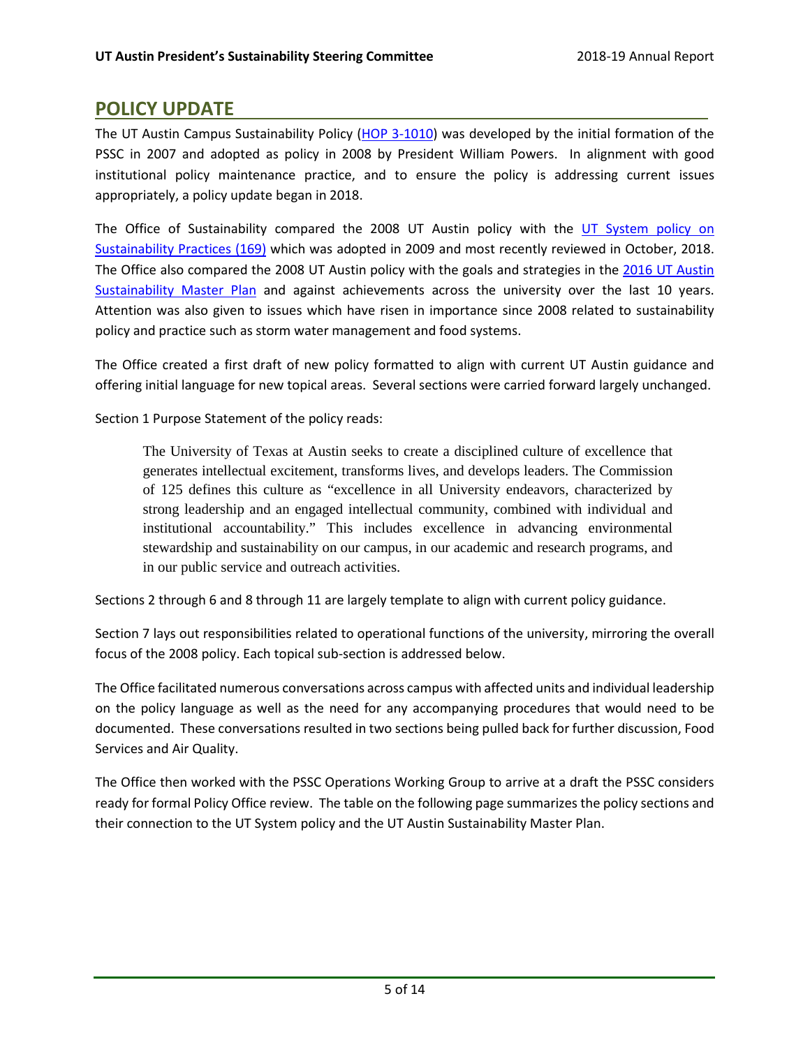## POLICY UPDATE

The UT Austin Campus Sustainability Policy (HOP 3-1010) was developed by the initial formation of the PSSC in 2007 and adopted as policy in 2008 by President William Powers. In alignment with good institutional policy maintenance practice, and to ensure the policy is addressing current issues appropriately, a policy update began in 2018.

The Office of Sustainability compared the 2008 UT Austin policy with the UT System policy on Sustainability Practices (169) which was adopted in 2009 and most recently reviewed in October, 2018. The Office also compared the 2008 UT Austin policy with the goals and strategies in the 2016 UT Austin Sustainability Master Plan and against achievements across the university over the last 10 years. Attention was also given to issues which have risen in importance since 2008 related to sustainability policy and practice such as storm water management and food systems.

The Office created a first draft of new policy formatted to align with current UT Austin guidance and offering initial language for new topical areas. Several sections were carried forward largely unchanged.

Section 1 Purpose Statement of the policy reads:

> The University of Texas at Austin seeks to create a disciplined culture of excellence that generates intellectual excitement, transforms lives, and develops leaders. The Commission of 125 defines this culture as "excellence in all University endeavors, characterized by strong leadership and an engaged intellectual community, combined with individual and institutional accountability." This includes excellence in advancing environmental stewardship and sustainability on our campus, in our academic and research programs, and in our public service and outreach activities.

Sections 2 through 6 and 8 through 11 are largely template to align with current policy guidance.

Section 7 lays out responsibilities related to operational functions of the university, mirroring the overall focus of the 2008 policy. Each topical sub-section is addressed below.

The Office facilitated numerous conversations across campus with affected units and individual leadership on the policy language as well as the need for any accompanying procedures that would need to be documented. These conversations resulted in two sections being pulled back for further discussion, Food Services and Air Quality.

The Office then worked with the PSSC Operations Working Group to arrive at a draft the PSSC considers ready for formal Policy Office review. The table on the following page summarizes the policy sections and their connection to the UT System policy and the UT Austin Sustainability Master Plan.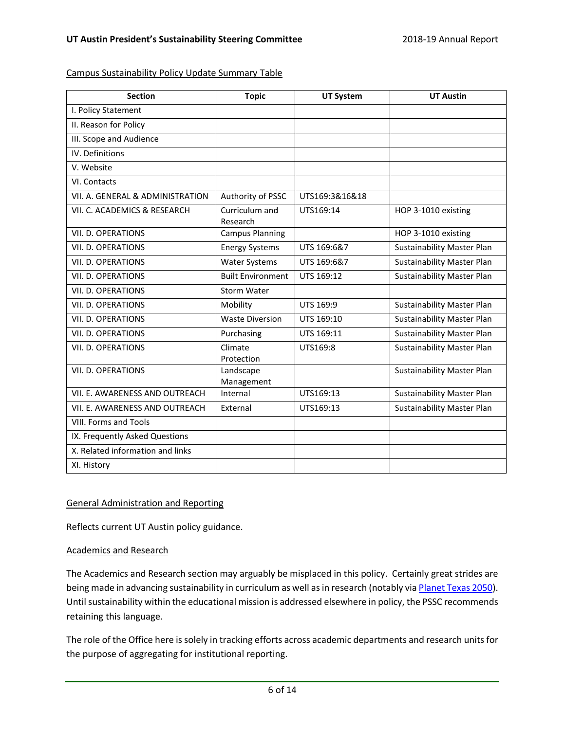Campus Sustainability Policy Update Summary Table

| Section | Topic | UT System | UT Austin |
|---|---|---|---|
| I. Policy Statement | | | |
| II. Reason for Policy | | | |
| III. Scope and Audience | | | |
| IV. Definitions | | | |
| V. Website | | | |
| VI. Contacts | | | |
| VII. A. GENERAL & ADMINISTRATION | Authority of PSSC | UTS169:3&16&18 | |
| VII. C. ACADEMICS & RESEARCH | Curriculum and Research | UTS169:14 | HOP 3-1010 existing |
| VII. D. OPERATIONS | Campus Planning | | HOP 3-1010 existing |
| VII. D. OPERATIONS | Energy Systems | UTS 169:6&7 | Sustainability Master Plan |
| VII. D. OPERATIONS | Water Systems | UTS 169:6&7 | Sustainability Master Plan |
| VII. D. OPERATIONS | Built Environment | UTS 169:12 | Sustainability Master Plan |
| VII. D. OPERATIONS | Storm Water | | |
| VII. D. OPERATIONS | Mobility | UTS 169:9 | Sustainability Master Plan |
| VII. D. OPERATIONS | Waste Diversion | UTS 169:10 | Sustainability Master Plan |
| VII. D. OPERATIONS | Purchasing | UTS 169:11 | Sustainability Master Plan |
| VII. D. OPERATIONS | Climate Protection | UTS169:8 | Sustainability Master Plan |
| VII. D. OPERATIONS | Landscape Management | | Sustainability Master Plan |
| VII. E. AWARENESS AND OUTREACH | Internal | UTS169:13 | Sustainability Master Plan |
| VII. E. AWARENESS AND OUTREACH | External | UTS169:13 | Sustainability Master Plan |
| VIII. Forms and Tools | | | |
| IX. Frequently Asked Questions | | | |
| X. Related information and links | | | |
| XI. History | | | |

General Administration and Reporting

Reflects current UT Austin policy guidance.

Academics and Research

The Academics and Research section may arguably be misplaced in this policy. Certainly great strides are being made in advancing sustainability in curriculum as well as in research (notably via Planet Texas 2050). Until sustainability within the educational mission is addressed elsewhere in policy, the PSSC recommends retaining this language.

The role of the Office here is solely in tracking efforts across academic departments and research units for the purpose of aggregating for institutional reporting.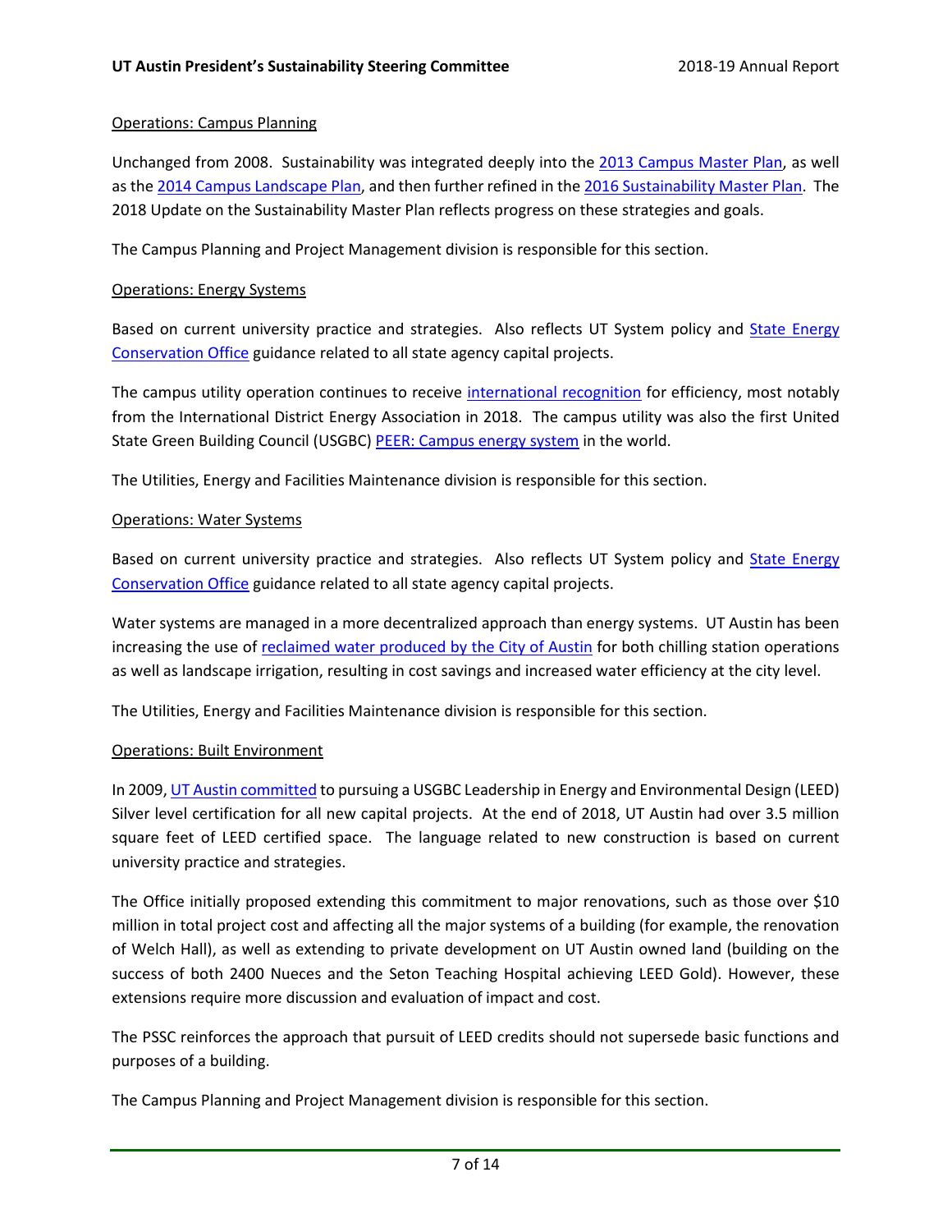Operations: Campus Planning

Unchanged from 2008. Sustainability was integrated deeply into the 2013 Campus Master Plan, as well as the 2014 Campus Landscape Plan, and then further refined in the 2016 Sustainability Master Plan. The 2018 Update on the Sustainability Master Plan reflects progress on these strategies and goals.

The Campus Planning and Project Management division is responsible for this section.

Operations: Energy Systems

Based on current university practice and strategies. Also reflects UT System policy and State Energy Conservation Office guidance related to all state agency capital projects.

The campus utility operation continues to receive international recognition for efficiency, most notably from the International District Energy Association in 2018. The campus utility was also the first United State Green Building Council (USGBC) PEER: Campus energy system in the world.

The Utilities, Energy and Facilities Maintenance division is responsible for this section.

Operations: Water Systems

Based on current university practice and strategies. Also reflects UT System policy and State Energy Conservation Office guidance related to all state agency capital projects.

Water systems are managed in a more decentralized approach than energy systems. UT Austin has been increasing the use of reclaimed water produced by the City of Austin for both chilling station operations as well as landscape irrigation, resulting in cost savings and increased water efficiency at the city level.

The Utilities, Energy and Facilities Maintenance division is responsible for this section.

Operations: Built Environment

In 2009, UT Austin committed to pursuing a USGBC Leadership in Energy and Environmental Design (LEED) Silver level certification for all new capital projects. At the end of 2018, UT Austin had over 3.5 million square feet of LEED certified space. The language related to new construction is based on current university practice and strategies.

The Office initially proposed extending this commitment to major renovations, such as those over $10 million in total project cost and affecting all the major systems of a building (for example, the renovation of Welch Hall), as well as extending to private development on UT Austin owned land (building on the success of both 2400 Nueces and the Seton Teaching Hospital achieving LEED Gold). However, these extensions require more discussion and evaluation of impact and cost.

The PSSC reinforces the approach that pursuit of LEED credits should not supersede basic functions and purposes of a building.

The Campus Planning and Project Management division is responsible for this section.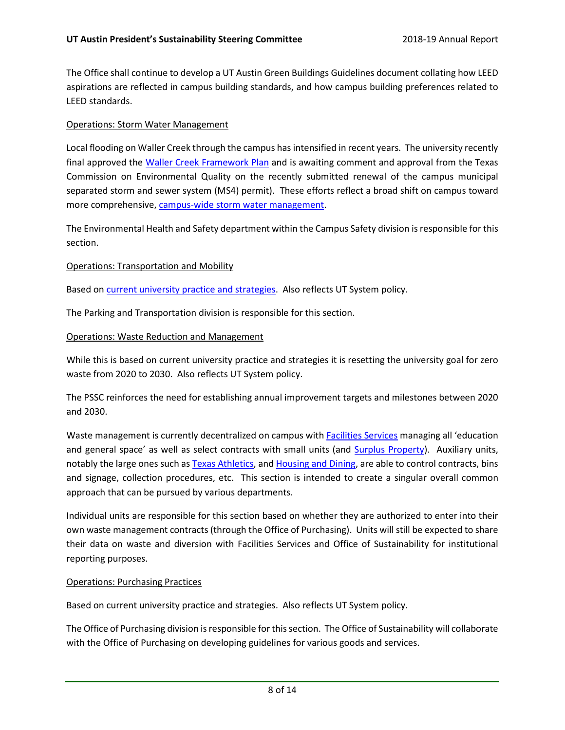The Office shall continue to develop a UT Austin Green Buildings Guidelines document collating how LEED aspirations are reflected in campus building standards, and how campus building preferences related to LEED standards.

Operations: Storm Water Management

Local flooding on Waller Creek through the campus has intensified in recent years. The university recently final approved the Waller Creek Framework Plan and is awaiting comment and approval from the Texas Commission on Environmental Quality on the recently submitted renewal of the campus municipal separated storm and sewer system (MS4) permit). These efforts reflect a broad shift on campus toward more comprehensive, campus-wide storm water management.

The Environmental Health and Safety department within the Campus Safety division is responsible for this section.

Operations: Transportation and Mobility

Based on current university practice and strategies. Also reflects UT System policy.

The Parking and Transportation division is responsible for this section.

Operations: Waste Reduction and Management

While this is based on current university practice and strategies it is resetting the university goal for zero waste from 2020 to 2030. Also reflects UT System policy.

The PSSC reinforces the need for establishing annual improvement targets and milestones between 2020 and 2030.

Waste management is currently decentralized on campus with Facilities Services managing all 'education and general space' as well as select contracts with small units (and Surplus Property). Auxiliary units, notably the large ones such as Texas Athletics, and Housing and Dining, are able to control contracts, bins and signage, collection procedures, etc. This section is intended to create a singular overall common approach that can be pursued by various departments.

Individual units are responsible for this section based on whether they are authorized to enter into their own waste management contracts (through the Office of Purchasing). Units will still be expected to share their data on waste and diversion with Facilities Services and Office of Sustainability for institutional reporting purposes.

Operations: Purchasing Practices

Based on current university practice and strategies. Also reflects UT System policy.

The Office of Purchasing division is responsible for this section. The Office of Sustainability will collaborate with the Office of Purchasing on developing guidelines for various goods and services.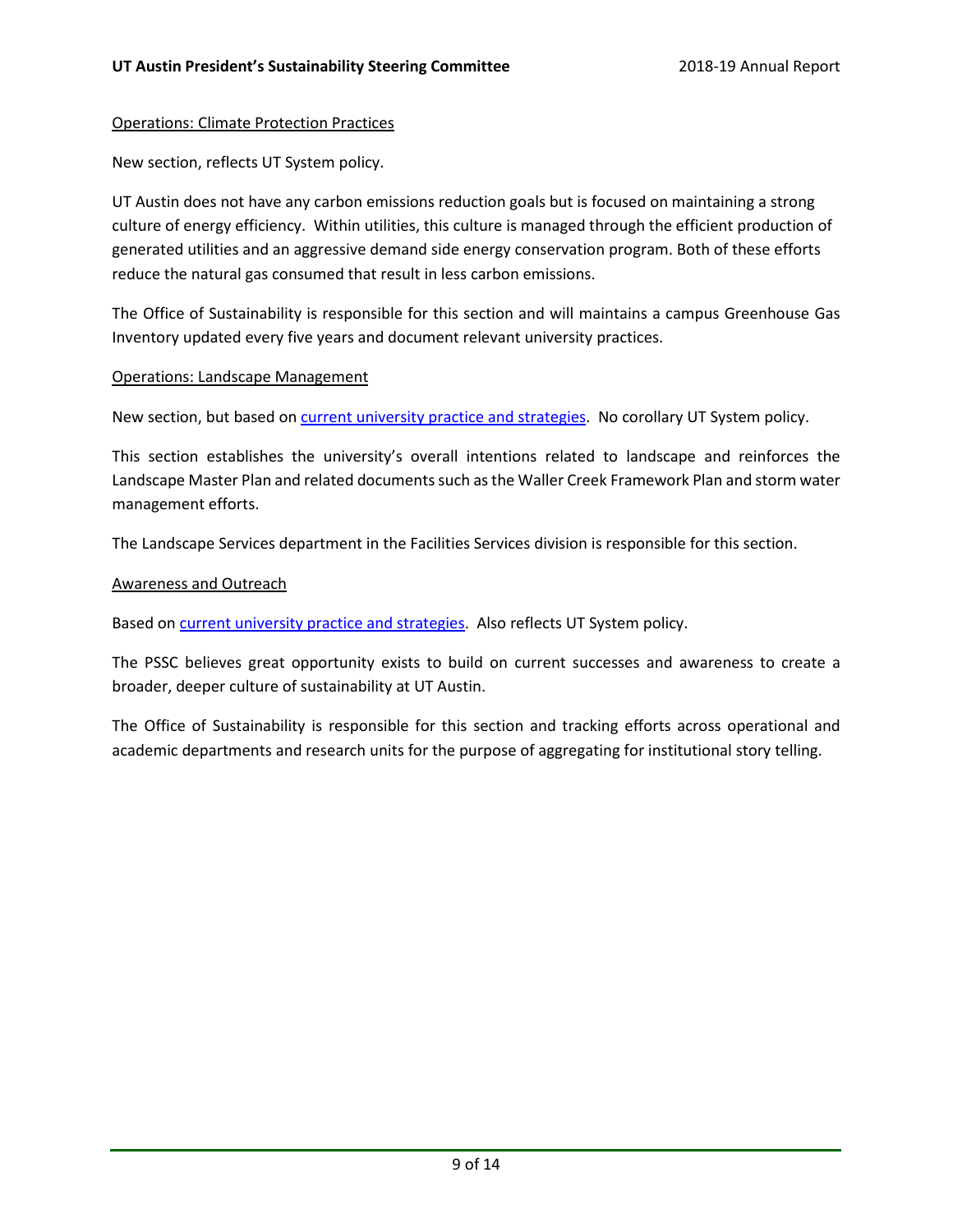Operations: Climate Protection Practices

New section, reflects UT System policy.

UT Austin does not have any carbon emissions reduction goals but is focused on maintaining a strong culture of energy efficiency. Within utilities, this culture is managed through the efficient production of generated utilities and an aggressive demand side energy conservation program. Both of these efforts reduce the natural gas consumed that result in less carbon emissions.

The Office of Sustainability is responsible for this section and will maintains a campus Greenhouse Gas Inventory updated every five years and document relevant university practices.

Operations: Landscape Management

New section, but based on [current university practice and strategies](). No corollary UT System policy.

This section establishes the university's overall intentions related to landscape and reinforces the Landscape Master Plan and related documents such as the Waller Creek Framework Plan and storm water management efforts.

The Landscape Services department in the Facilities Services division is responsible for this section.

Awareness and Outreach

Based on [current university practice and strategies](). Also reflects UT System policy.

The PSSC believes great opportunity exists to build on current successes and awareness to create a broader, deeper culture of sustainability at UT Austin.

The Office of Sustainability is responsible for this section and tracking efforts across operational and academic departments and research units for the purpose of aggregating for institutional story telling.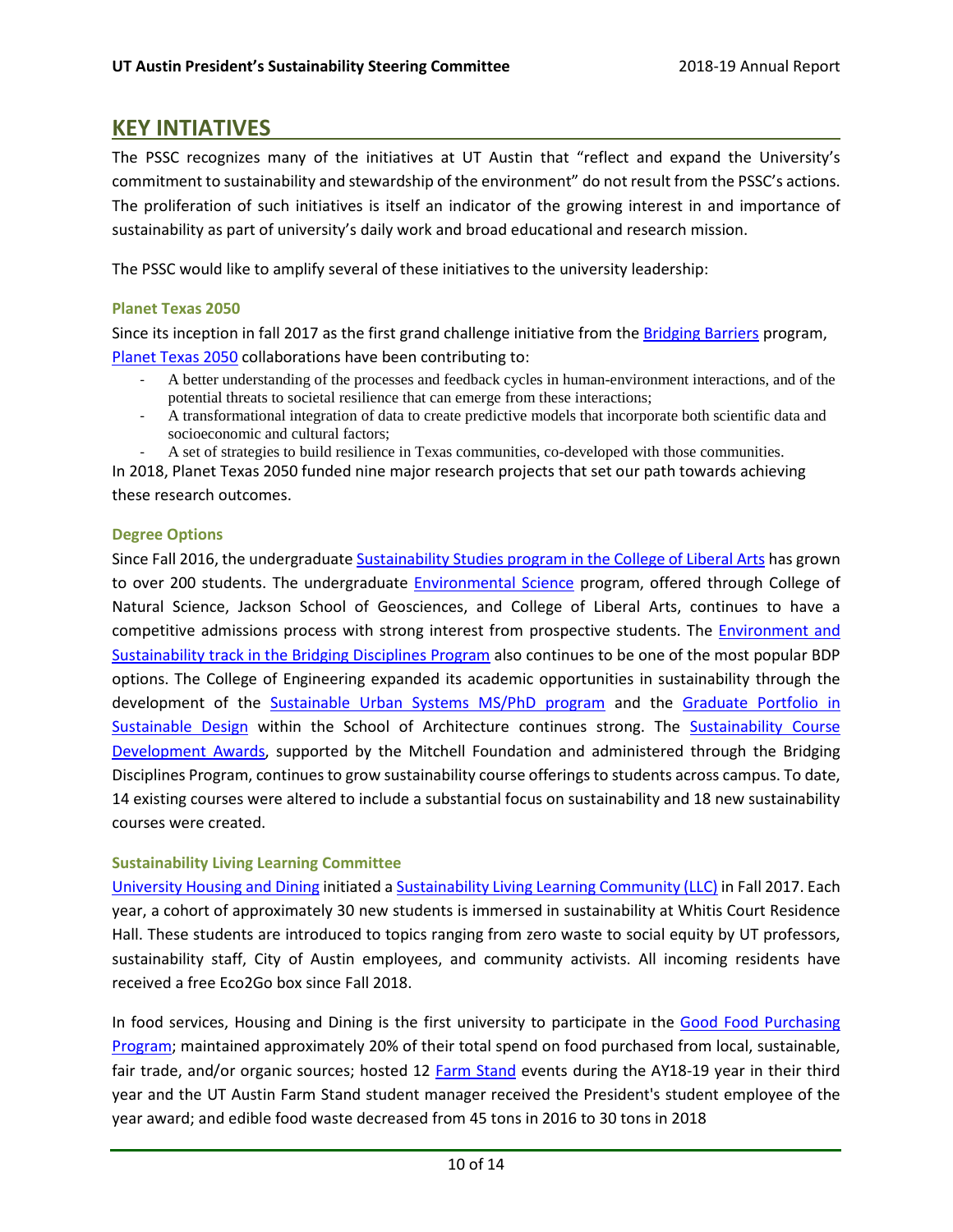## KEY INTIATIVES

The PSSC recognizes many of the initiatives at UT Austin that "reflect and expand the University's commitment to sustainability and stewardship of the environment" do not result from the PSSC's actions. The proliferation of such initiatives is itself an indicator of the growing interest in and importance of sustainability as part of university's daily work and broad educational and research mission.

The PSSC would like to amplify several of these initiatives to the university leadership:

### Planet Texas 2050

Since its inception in fall 2017 as the first grand challenge initiative from the Bridging Barriers program, Planet Texas 2050 collaborations have been contributing to:

- A better understanding of the processes and feedback cycles in human-environment interactions, and of the potential threats to societal resilience that can emerge from these interactions;
- A transformational integration of data to create predictive models that incorporate both scientific data and socioeconomic and cultural factors;
- A set of strategies to build resilience in Texas communities, co-developed with those communities.

In 2018, Planet Texas 2050 funded nine major research projects that set our path towards achieving these research outcomes.

### Degree Options

Since Fall 2016, the undergraduate Sustainability Studies program in the College of Liberal Arts has grown to over 200 students. The undergraduate Environmental Science program, offered through College of Natural Science, Jackson School of Geosciences, and College of Liberal Arts, continues to have a competitive admissions process with strong interest from prospective students. The Environment and Sustainability track in the Bridging Disciplines Program also continues to be one of the most popular BDP options. The College of Engineering expanded its academic opportunities in sustainability through the development of the Sustainable Urban Systems MS/PhD program and the Graduate Portfolio in Sustainable Design within the School of Architecture continues strong. The Sustainability Course Development Awards, supported by the Mitchell Foundation and administered through the Bridging Disciplines Program, continues to grow sustainability course offerings to students across campus. To date, 14 existing courses were altered to include a substantial focus on sustainability and 18 new sustainability courses were created.

### Sustainability Living Learning Committee

University Housing and Dining initiated a Sustainability Living Learning Community (LLC) in Fall 2017. Each year, a cohort of approximately 30 new students is immersed in sustainability at Whitis Court Residence Hall. These students are introduced to topics ranging from zero waste to social equity by UT professors, sustainability staff, City of Austin employees, and community activists. All incoming residents have received a free Eco2Go box since Fall 2018.

In food services, Housing and Dining is the first university to participate in the Good Food Purchasing Program; maintained approximately 20% of their total spend on food purchased from local, sustainable, fair trade, and/or organic sources; hosted 12 Farm Stand events during the AY18-19 year in their third year and the UT Austin Farm Stand student manager received the President's student employee of the year award; and edible food waste decreased from 45 tons in 2016 to 30 tons in 2018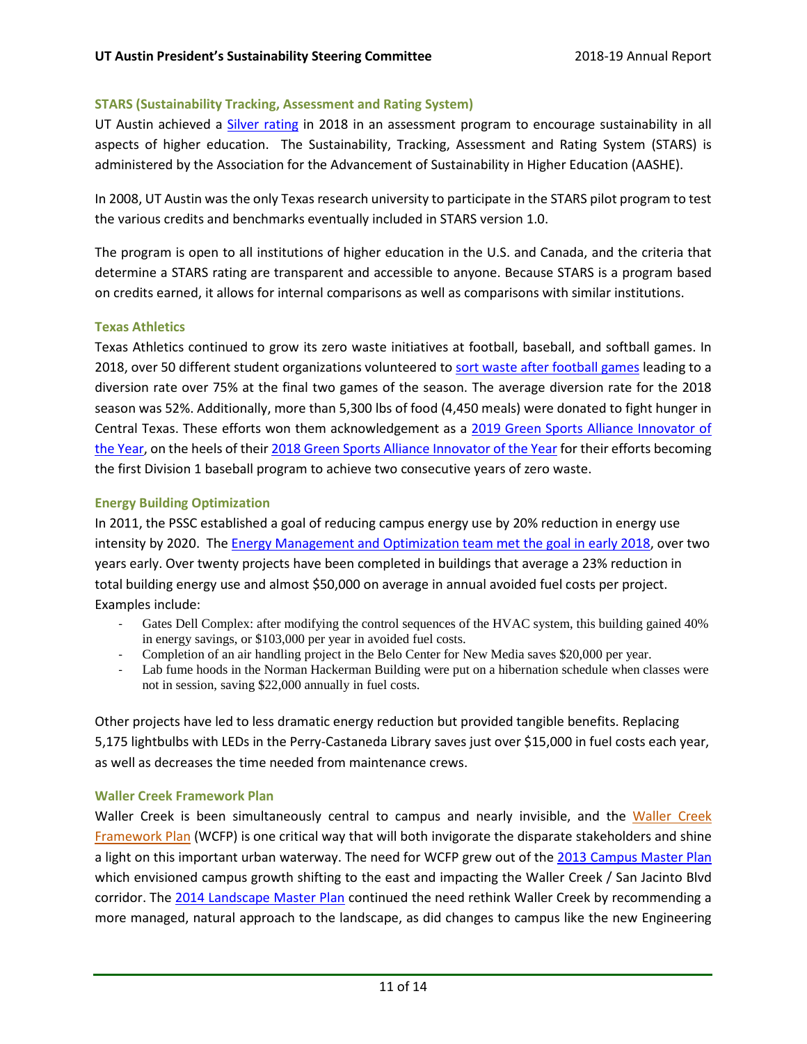### STARS (Sustainability Tracking, Assessment and Rating System)

UT Austin achieved a Silver rating in 2018 in an assessment program to encourage sustainability in all aspects of higher education. The Sustainability, Tracking, Assessment and Rating System (STARS) is administered by the Association for the Advancement of Sustainability in Higher Education (AASHE).

In 2008, UT Austin was the only Texas research university to participate in the STARS pilot program to test the various credits and benchmarks eventually included in STARS version 1.0.

The program is open to all institutions of higher education in the U.S. and Canada, and the criteria that determine a STARS rating are transparent and accessible to anyone. Because STARS is a program based on credits earned, it allows for internal comparisons as well as comparisons with similar institutions.

### Texas Athletics

Texas Athletics continued to grow its zero waste initiatives at football, baseball, and softball games. In 2018, over 50 different student organizations volunteered to sort waste after football games leading to a diversion rate over 75% at the final two games of the season. The average diversion rate for the 2018 season was 52%. Additionally, more than 5,300 lbs of food (4,450 meals) were donated to fight hunger in Central Texas. These efforts won them acknowledgement as a 2019 Green Sports Alliance Innovator of the Year, on the heels of their 2018 Green Sports Alliance Innovator of the Year for their efforts becoming the first Division 1 baseball program to achieve two consecutive years of zero waste.

### Energy Building Optimization

In 2011, the PSSC established a goal of reducing campus energy use by 20% reduction in energy use intensity by 2020. The Energy Management and Optimization team met the goal in early 2018, over two years early. Over twenty projects have been completed in buildings that average a 23% reduction in total building energy use and almost $50,000 on average in annual avoided fuel costs per project. Examples include:

- Gates Dell Complex: after modifying the control sequences of the HVAC system, this building gained 40% in energy savings, or $103,000 per year in avoided fuel costs.
- Completion of an air handling project in the Belo Center for New Media saves $20,000 per year.
- Lab fume hoods in the Norman Hackerman Building were put on a hibernation schedule when classes were not in session, saving $22,000 annually in fuel costs.

Other projects have led to less dramatic energy reduction but provided tangible benefits. Replacing 5,175 lightbulbs with LEDs in the Perry-Castaneda Library saves just over $15,000 in fuel costs each year, as well as decreases the time needed from maintenance crews.

### Waller Creek Framework Plan

Waller Creek is been simultaneously central to campus and nearly invisible, and the Waller Creek Framework Plan (WCFP) is one critical way that will both invigorate the disparate stakeholders and shine a light on this important urban waterway. The need for WCFP grew out of the 2013 Campus Master Plan which envisioned campus growth shifting to the east and impacting the Waller Creek / San Jacinto Blvd corridor. The 2014 Landscape Master Plan continued the need rethink Waller Creek by recommending a more managed, natural approach to the landscape, as did changes to campus like the new Engineering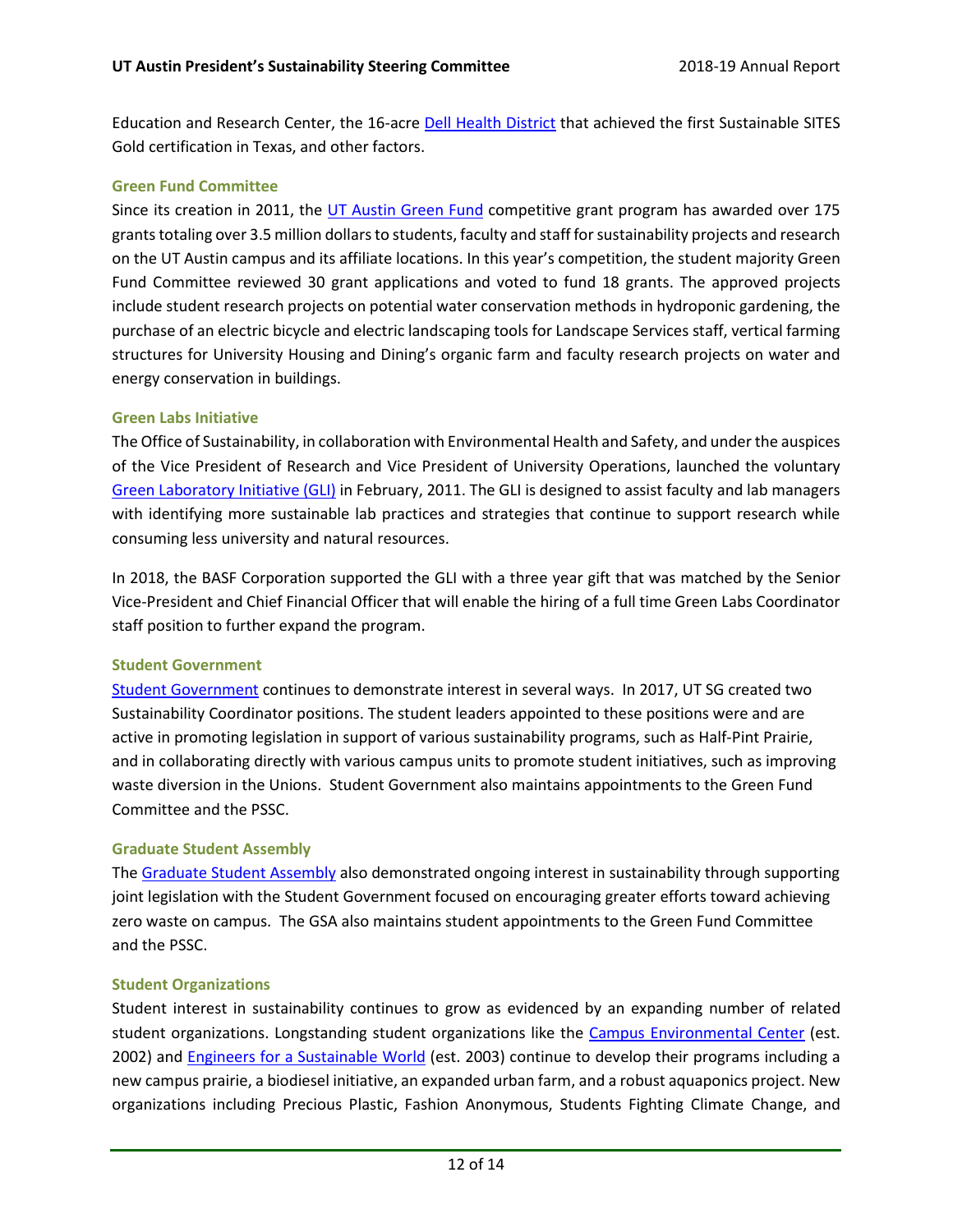Education and Research Center, the 16-acre [Dell Health District](#) that achieved the first Sustainable SITES Gold certification in Texas, and other factors.

### Green Fund Committee

Since its creation in 2011, the [UT Austin Green Fund](#) competitive grant program has awarded over 175 grants totaling over 3.5 million dollars to students, faculty and staff for sustainability projects and research on the UT Austin campus and its affiliate locations. In this year's competition, the student majority Green Fund Committee reviewed 30 grant applications and voted to fund 18 grants. The approved projects include student research projects on potential water conservation methods in hydroponic gardening, the purchase of an electric bicycle and electric landscaping tools for Landscape Services staff, vertical farming structures for University Housing and Dining's organic farm and faculty research projects on water and energy conservation in buildings.

### Green Labs Initiative

The Office of Sustainability, in collaboration with Environmental Health and Safety, and under the auspices of the Vice President of Research and Vice President of University Operations, launched the voluntary [Green Laboratory Initiative (GLI)](#) in February, 2011. The GLI is designed to assist faculty and lab managers with identifying more sustainable lab practices and strategies that continue to support research while consuming less university and natural resources.

In 2018, the BASF Corporation supported the GLI with a three year gift that was matched by the Senior Vice-President and Chief Financial Officer that will enable the hiring of a full time Green Labs Coordinator staff position to further expand the program.

### Student Government

[Student Government](#) continues to demonstrate interest in several ways. In 2017, UT SG created two Sustainability Coordinator positions. The student leaders appointed to these positions were and are active in promoting legislation in support of various sustainability programs, such as Half-Pint Prairie, and in collaborating directly with various campus units to promote student initiatives, such as improving waste diversion in the Unions. Student Government also maintains appointments to the Green Fund Committee and the PSSC.

### Graduate Student Assembly

The [Graduate Student Assembly](#) also demonstrated ongoing interest in sustainability through supporting joint legislation with the Student Government focused on encouraging greater efforts toward achieving zero waste on campus. The GSA also maintains student appointments to the Green Fund Committee and the PSSC.

### Student Organizations

Student interest in sustainability continues to grow as evidenced by an expanding number of related student organizations. Longstanding student organizations like the [Campus Environmental Center](#) (est. 2002) and [Engineers for a Sustainable World](#) (est. 2003) continue to develop their programs including a new campus prairie, a biodiesel initiative, an expanded urban farm, and a robust aquaponics project. New organizations including Precious Plastic, Fashion Anonymous, Students Fighting Climate Change, and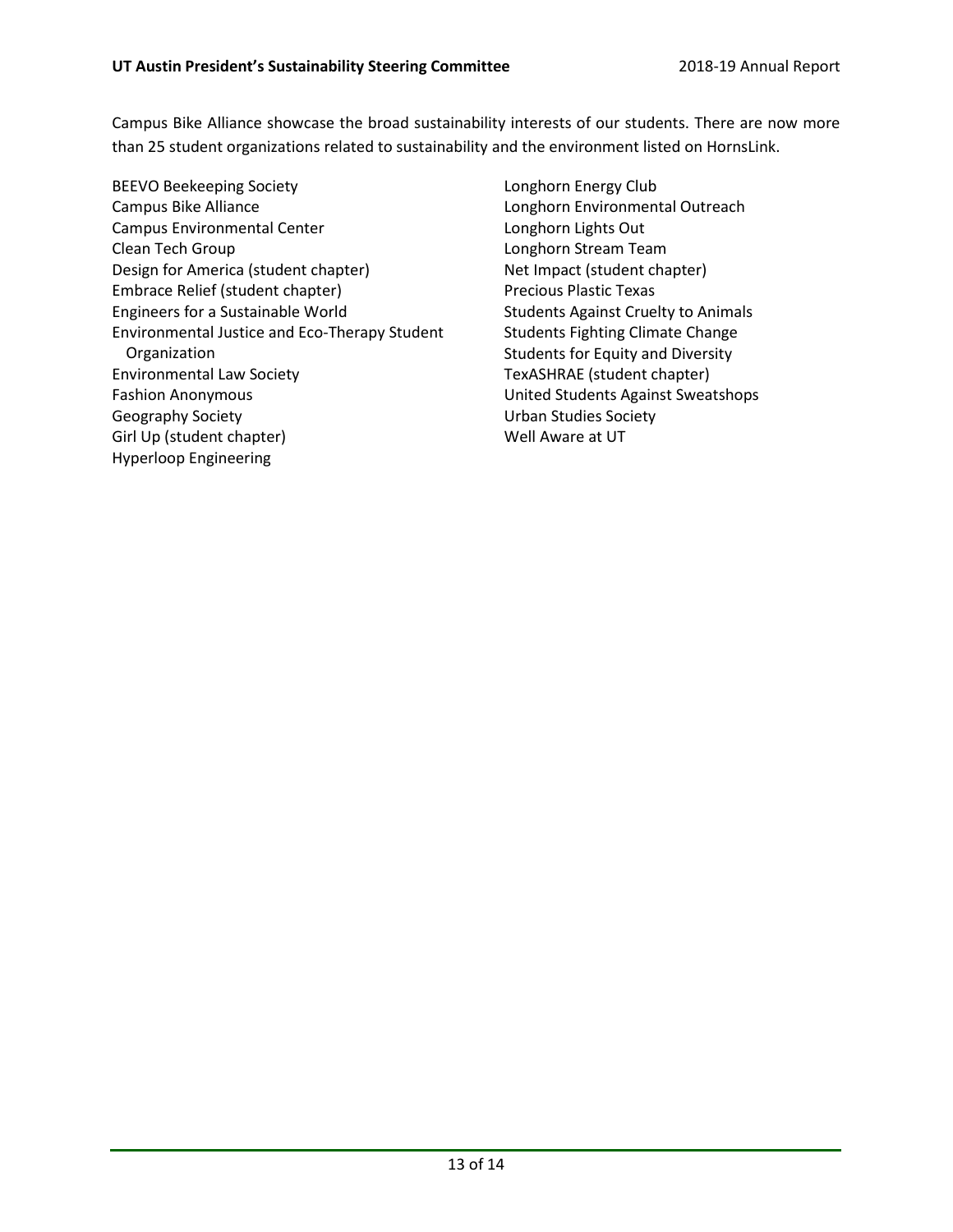Campus Bike Alliance showcase the broad sustainability interests of our students. There are now more than 25 student organizations related to sustainability and the environment listed on HornsLink.

BEEVO Beekeeping Society
Campus Bike Alliance
Campus Environmental Center
Clean Tech Group
Design for America (student chapter)
Embrace Relief (student chapter)
Engineers for a Sustainable World
Environmental Justice and Eco-Therapy Student Organization
Environmental Law Society
Fashion Anonymous
Geography Society
Girl Up (student chapter)
Hyperloop Engineering
Longhorn Energy Club
Longhorn Environmental Outreach
Longhorn Lights Out
Longhorn Stream Team
Net Impact (student chapter)
Precious Plastic Texas
Students Against Cruelty to Animals
Students Fighting Climate Change
Students for Equity and Diversity
TexASHRAE (student chapter)
United Students Against Sweatshops
Urban Studies Society
Well Aware at UT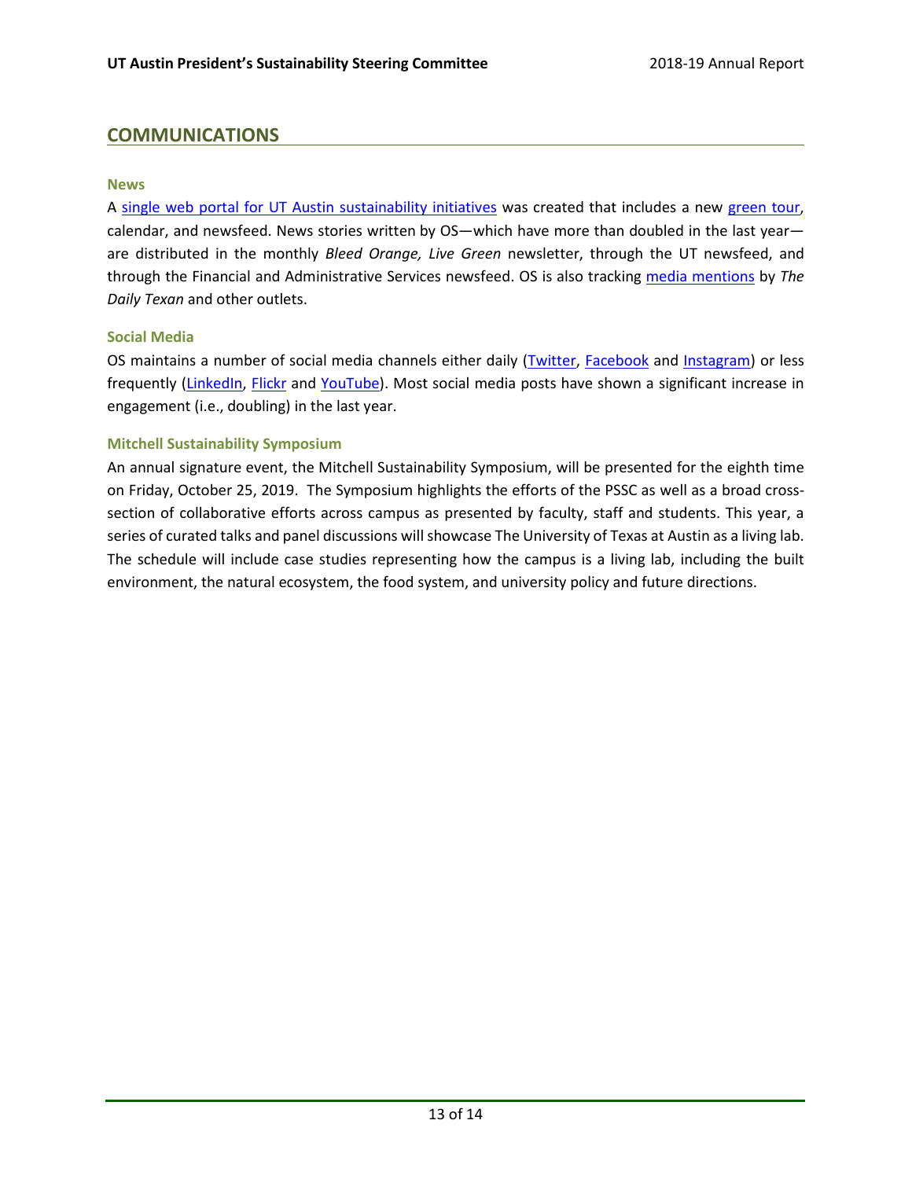## COMMUNICATIONS

### News

A single web portal for UT Austin sustainability initiatives was created that includes a new green tour, calendar, and newsfeed. News stories written by OS—which have more than doubled in the last year—are distributed in the monthly *Bleed Orange, Live Green* newsletter, through the UT newsfeed, and through the Financial and Administrative Services newsfeed. OS is also tracking media mentions by *The Daily Texan* and other outlets.

### Social Media

OS maintains a number of social media channels either daily (Twitter, Facebook and Instagram) or less frequently (LinkedIn, Flickr and YouTube). Most social media posts have shown a significant increase in engagement (i.e., doubling) in the last year.

### Mitchell Sustainability Symposium

An annual signature event, the Mitchell Sustainability Symposium, will be presented for the eighth time on Friday, October 25, 2019. The Symposium highlights the efforts of the PSSC as well as a broad cross-section of collaborative efforts across campus as presented by faculty, staff and students. This year, a series of curated talks and panel discussions will showcase The University of Texas at Austin as a living lab. The schedule will include case studies representing how the campus is a living lab, including the built environment, the natural ecosystem, the food system, and university policy and future directions.